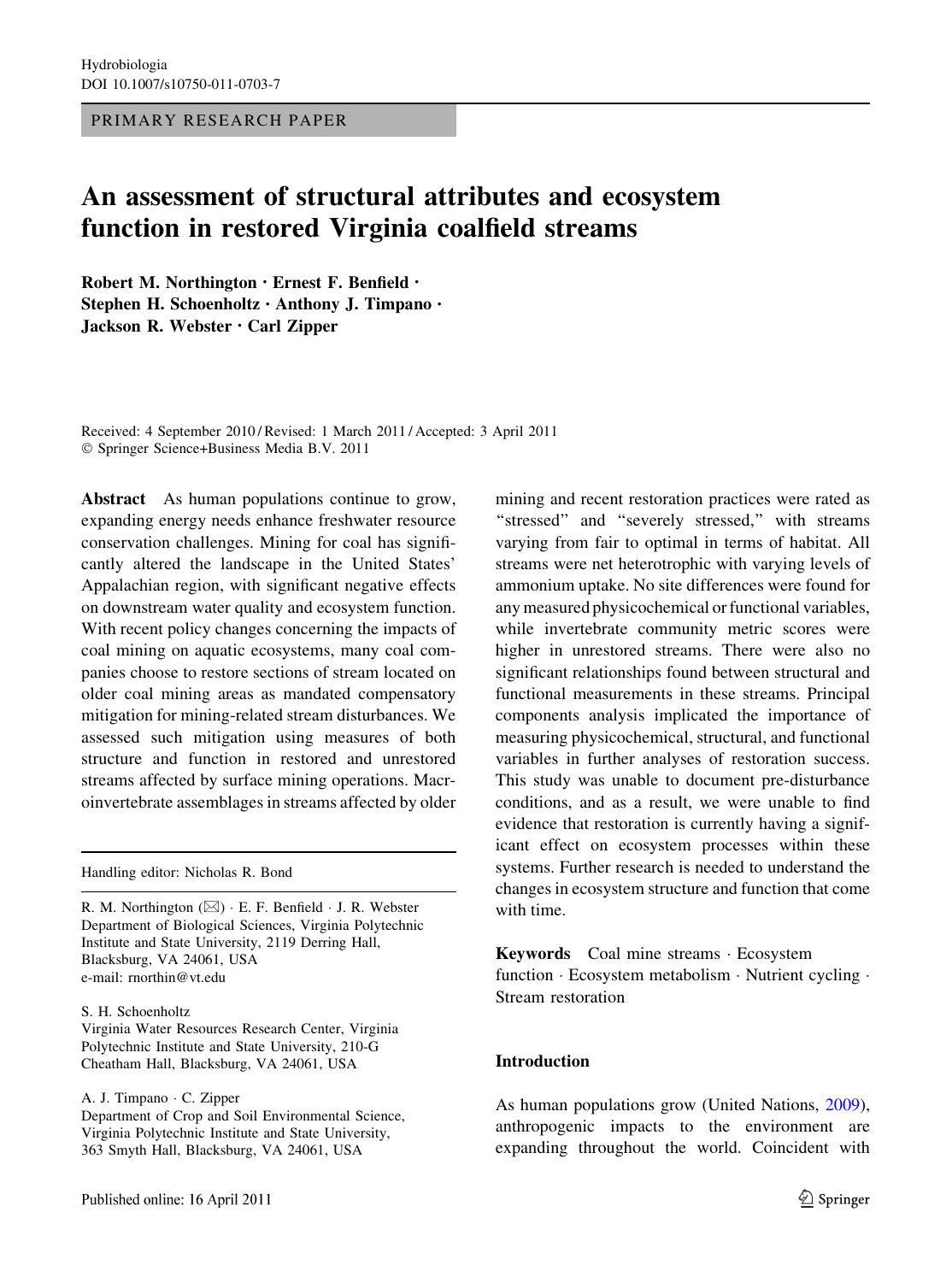Hydrobiologia
DOI 10.1007/s10750-011-0703-7

PRIMARY RESEARCH PAPER

# An assessment of structural attributes and ecosystem function in restored Virginia coalfield streams

**Robert M. Northington · Ernest F. Benfield · Stephen H. Schoenholtz · Anthony J. Timpano · Jackson R. Webster · Carl Zipper**

Received: 4 September 2010 / Revised: 1 March 2011 / Accepted: 3 April 2011
© Springer Science+Business Media B.V. 2011

**Abstract** As human populations continue to grow, expanding energy needs enhance freshwater resource conservation challenges. Mining for coal has significantly altered the landscape in the United States' Appalachian region, with significant negative effects on downstream water quality and ecosystem function. With recent policy changes concerning the impacts of coal mining on aquatic ecosystems, many coal companies choose to restore sections of stream located on older coal mining areas as mandated compensatory mitigation for mining-related stream disturbances. We assessed such mitigation using measures of both structure and function in restored and unrestored streams affected by surface mining operations. Macroinvertebrate assemblages in streams affected by older mining and recent restoration practices were rated as "stressed" and "severely stressed," with streams varying from fair to optimal in terms of habitat. All streams were net heterotrophic with varying levels of ammonium uptake. No site differences were found for any measured physicochemical or functional variables, while invertebrate community metric scores were higher in unrestored streams. There were also no significant relationships found between structural and functional measurements in these streams. Principal components analysis implicated the importance of measuring physicochemical, structural, and functional variables in further analyses of restoration success. This study was unable to document pre-disturbance conditions, and as a result, we were unable to find evidence that restoration is currently having a significant effect on ecosystem processes within these systems. Further research is needed to understand the changes in ecosystem structure and function that come with time.

**Keywords** Coal mine streams · Ecosystem function · Ecosystem metabolism · Nutrient cycling · Stream restoration

Handling editor: Nicholas R. Bond

R. M. Northington (✉) · E. F. Benfield · J. R. Webster
Department of Biological Sciences, Virginia Polytechnic Institute and State University, 2119 Derring Hall, Blacksburg, VA 24061, USA
e-mail: rnorthin@vt.edu

S. H. Schoenholtz
Virginia Water Resources Research Center, Virginia Polytechnic Institute and State University, 210-G Cheatham Hall, Blacksburg, VA 24061, USA

A. J. Timpano · C. Zipper
Department of Crop and Soil Environmental Science, Virginia Polytechnic Institute and State University, 363 Smyth Hall, Blacksburg, VA 24061, USA

## Introduction

As human populations grow (United Nations, 2009), anthropogenic impacts to the environment are expanding throughout the world. Coincident with

Published online: 16 April 2011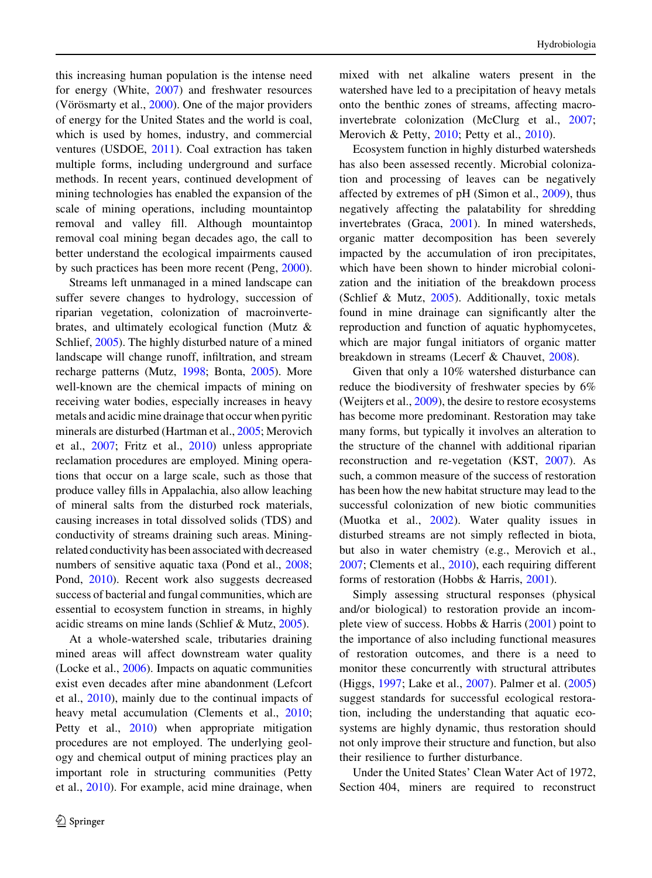this increasing human population is the intense need for energy (White, 2007) and freshwater resources (Vörösmarty et al., 2000). One of the major providers of energy for the United States and the world is coal, which is used by homes, industry, and commercial ventures (USDOE, 2011). Coal extraction has taken multiple forms, including underground and surface methods. In recent years, continued development of mining technologies has enabled the expansion of the scale of mining operations, including mountaintop removal and valley fill. Although mountaintop removal coal mining began decades ago, the call to better understand the ecological impairments caused by such practices has been more recent (Peng, 2000).

Streams left unmanaged in a mined landscape can suffer severe changes to hydrology, succession of riparian vegetation, colonization of macroinvertebrates, and ultimately ecological function (Mutz & Schlief, 2005). The highly disturbed nature of a mined landscape will change runoff, infiltration, and stream recharge patterns (Mutz, 1998; Bonta, 2005). More well-known are the chemical impacts of mining on receiving water bodies, especially increases in heavy metals and acidic mine drainage that occur when pyritic minerals are disturbed (Hartman et al., 2005; Merovich et al., 2007; Fritz et al., 2010) unless appropriate reclamation procedures are employed. Mining operations that occur on a large scale, such as those that produce valley fills in Appalachia, also allow leaching of mineral salts from the disturbed rock materials, causing increases in total dissolved solids (TDS) and conductivity of streams draining such areas. Mining-related conductivity has been associated with decreased numbers of sensitive aquatic taxa (Pond et al., 2008; Pond, 2010). Recent work also suggests decreased success of bacterial and fungal communities, which are essential to ecosystem function in streams, in highly acidic streams on mine lands (Schlief & Mutz, 2005).

At a whole-watershed scale, tributaries draining mined areas will affect downstream water quality (Locke et al., 2006). Impacts on aquatic communities exist even decades after mine abandonment (Lefcort et al., 2010), mainly due to the continual impacts of heavy metal accumulation (Clements et al., 2010; Petty et al., 2010) when appropriate mitigation procedures are not employed. The underlying geology and chemical output of mining practices play an important role in structuring communities (Petty et al., 2010). For example, acid mine drainage, when mixed with net alkaline waters present in the watershed have led to a precipitation of heavy metals onto the benthic zones of streams, affecting macroinvertebrate colonization (McClurg et al., 2007; Merovich & Petty, 2010; Petty et al., 2010).

Ecosystem function in highly disturbed watersheds has also been assessed recently. Microbial colonization and processing of leaves can be negatively affected by extremes of pH (Simon et al., 2009), thus negatively affecting the palatability for shredding invertebrates (Graca, 2001). In mined watersheds, organic matter decomposition has been severely impacted by the accumulation of iron precipitates, which have been shown to hinder microbial colonization and the initiation of the breakdown process (Schlief & Mutz, 2005). Additionally, toxic metals found in mine drainage can significantly alter the reproduction and function of aquatic hyphomycetes, which are major fungal initiators of organic matter breakdown in streams (Lecerf & Chauvet, 2008).

Given that only a 10% watershed disturbance can reduce the biodiversity of freshwater species by 6% (Weijters et al., 2009), the desire to restore ecosystems has become more predominant. Restoration may take many forms, but typically it involves an alteration to the structure of the channel with additional riparian reconstruction and re-vegetation (KST, 2007). As such, a common measure of the success of restoration has been how the new habitat structure may lead to the successful colonization of new biotic communities (Muotka et al., 2002). Water quality issues in disturbed streams are not simply reflected in biota, but also in water chemistry (e.g., Merovich et al., 2007; Clements et al., 2010), each requiring different forms of restoration (Hobbs & Harris, 2001).

Simply assessing structural responses (physical and/or biological) to restoration provide an incomplete view of success. Hobbs & Harris (2001) point to the importance of also including functional measures of restoration outcomes, and there is a need to monitor these concurrently with structural attributes (Higgs, 1997; Lake et al., 2007). Palmer et al. (2005) suggest standards for successful ecological restoration, including the understanding that aquatic ecosystems are highly dynamic, thus restoration should not only improve their structure and function, but also their resilience to further disturbance.

Under the United States' Clean Water Act of 1972, Section 404, miners are required to reconstruct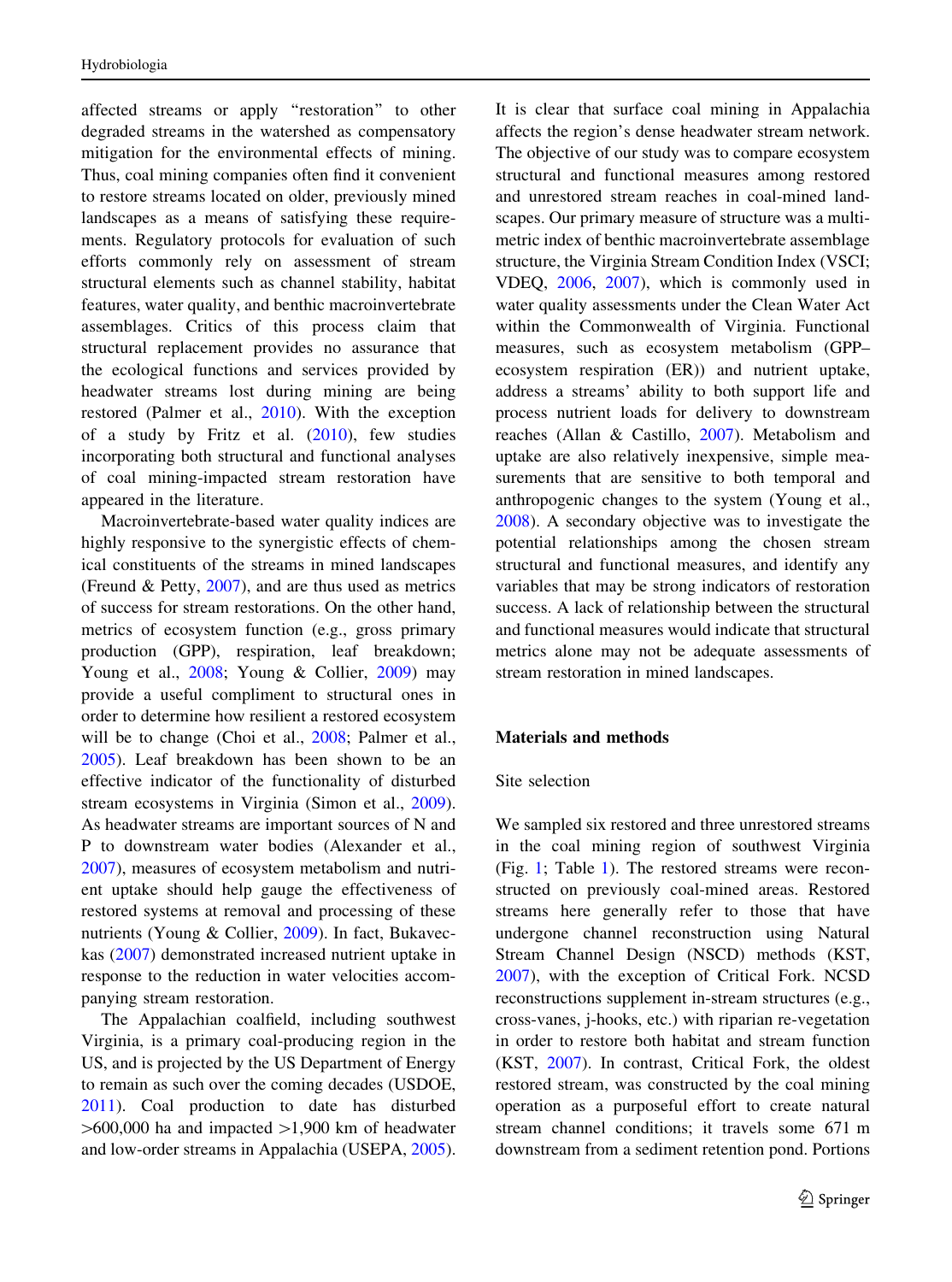affected streams or apply "restoration" to other degraded streams in the watershed as compensatory mitigation for the environmental effects of mining. Thus, coal mining companies often find it convenient to restore streams located on older, previously mined landscapes as a means of satisfying these requirements. Regulatory protocols for evaluation of such efforts commonly rely on assessment of stream structural elements such as channel stability, habitat features, water quality, and benthic macroinvertebrate assemblages. Critics of this process claim that structural replacement provides no assurance that the ecological functions and services provided by headwater streams lost during mining are being restored (Palmer et al., 2010). With the exception of a study by Fritz et al. (2010), few studies incorporating both structural and functional analyses of coal mining-impacted stream restoration have appeared in the literature.

Macroinvertebrate-based water quality indices are highly responsive to the synergistic effects of chemical constituents of the streams in mined landscapes (Freund & Petty, 2007), and are thus used as metrics of success for stream restorations. On the other hand, metrics of ecosystem function (e.g., gross primary production (GPP), respiration, leaf breakdown; Young et al., 2008; Young & Collier, 2009) may provide a useful compliment to structural ones in order to determine how resilient a restored ecosystem will be to change (Choi et al., 2008; Palmer et al., 2005). Leaf breakdown has been shown to be an effective indicator of the functionality of disturbed stream ecosystems in Virginia (Simon et al., 2009). As headwater streams are important sources of N and P to downstream water bodies (Alexander et al., 2007), measures of ecosystem metabolism and nutrient uptake should help gauge the effectiveness of restored systems at removal and processing of these nutrients (Young & Collier, 2009). In fact, Bukaveckas (2007) demonstrated increased nutrient uptake in response to the reduction in water velocities accompanying stream restoration.

The Appalachian coalfield, including southwest Virginia, is a primary coal-producing region in the US, and is projected by the US Department of Energy to remain as such over the coming decades (USDOE, 2011). Coal production to date has disturbed >600,000 ha and impacted >1,900 km of headwater and low-order streams in Appalachia (USEPA, 2005). It is clear that surface coal mining in Appalachia affects the region's dense headwater stream network. The objective of our study was to compare ecosystem structural and functional measures among restored and unrestored stream reaches in coal-mined landscapes. Our primary measure of structure was a multimetric index of benthic macroinvertebrate assemblage structure, the Virginia Stream Condition Index (VSCI; VDEQ, 2006, 2007), which is commonly used in water quality assessments under the Clean Water Act within the Commonwealth of Virginia. Functional measures, such as ecosystem metabolism (GPP–ecosystem respiration (ER)) and nutrient uptake, address a streams' ability to both support life and process nutrient loads for delivery to downstream reaches (Allan & Castillo, 2007). Metabolism and uptake are also relatively inexpensive, simple measurements that are sensitive to both temporal and anthropogenic changes to the system (Young et al., 2008). A secondary objective was to investigate the potential relationships among the chosen stream structural and functional measures, and identify any variables that may be strong indicators of restoration success. A lack of relationship between the structural and functional measures would indicate that structural metrics alone may not be adequate assessments of stream restoration in mined landscapes.

## Materials and methods

### Site selection

We sampled six restored and three unrestored streams in the coal mining region of southwest Virginia (Fig. 1; Table 1). The restored streams were reconstructed on previously coal-mined areas. Restored streams here generally refer to those that have undergone channel reconstruction using Natural Stream Channel Design (NSCD) methods (KST, 2007), with the exception of Critical Fork. NCSD reconstructions supplement in-stream structures (e.g., cross-vanes, j-hooks, etc.) with riparian re-vegetation in order to restore both habitat and stream function (KST, 2007). In contrast, Critical Fork, the oldest restored stream, was constructed by the coal mining operation as a purposeful effort to create natural stream channel conditions; it travels some 671 m downstream from a sediment retention pond. Portions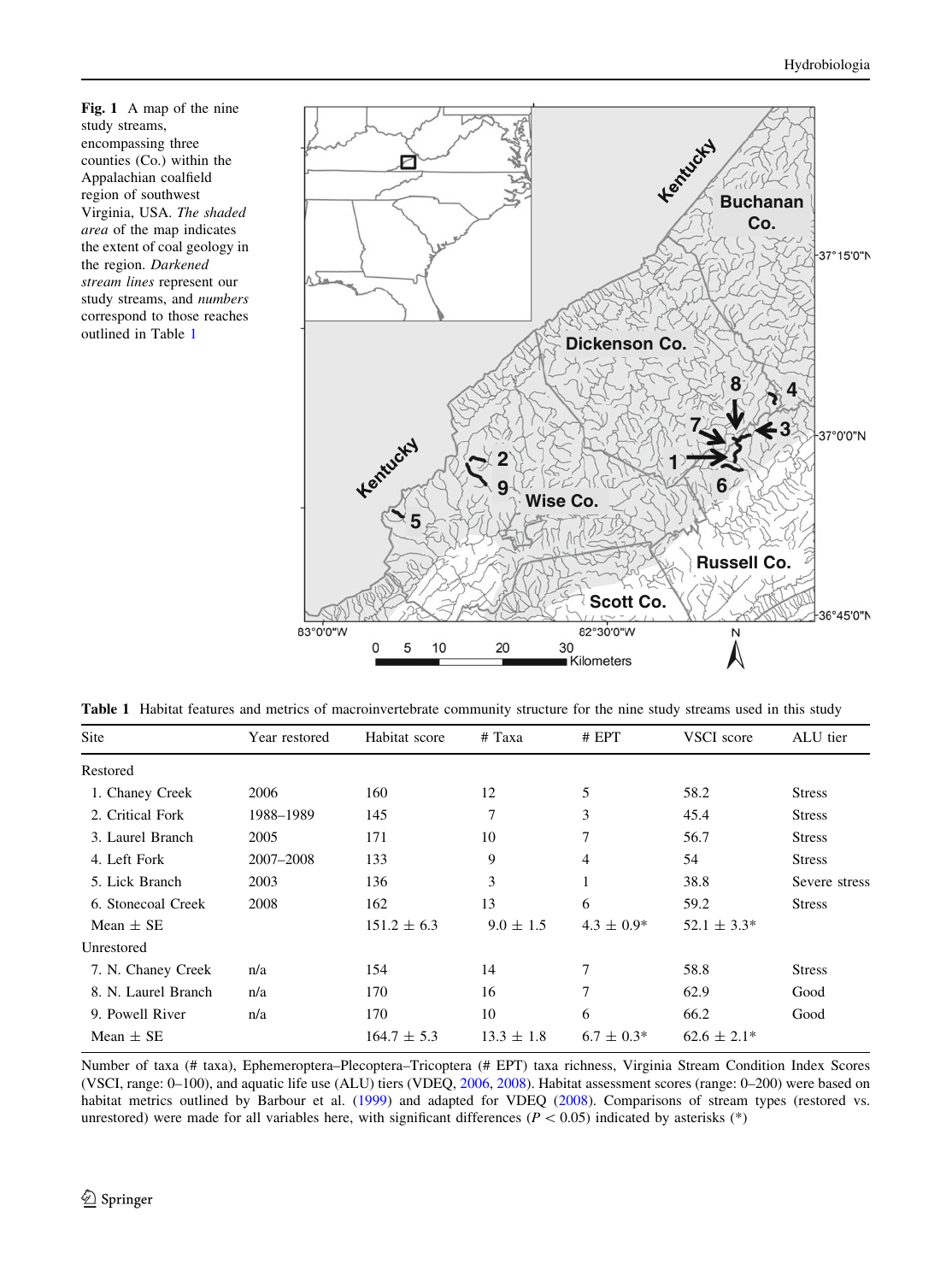**Fig. 1** A map of the nine study streams, encompassing three counties (Co.) within the Appalachian coalfield region of southwest Virginia, USA. *The shaded area* of the map indicates the extent of coal geology in the region. *Darkened stream lines* represent our study streams, and *numbers* correspond to those reaches outlined in Table 1

**Table 1** Habitat features and metrics of macroinvertebrate community structure for the nine study streams used in this study

| Site | Year restored | Habitat score | # Taxa | # EPT | VSCI score | ALU tier |
|---|---|---|---|---|---|---|
| Restored | | | | | | |
| 1. Chaney Creek | 2006 | 160 | 12 | 5 | 58.2 | Stress |
| 2. Critical Fork | 1988–1989 | 145 | 7 | 3 | 45.4 | Stress |
| 3. Laurel Branch | 2005 | 171 | 10 | 7 | 56.7 | Stress |
| 4. Left Fork | 2007–2008 | 133 | 9 | 4 | 54 | Stress |
| 5. Lick Branch | 2003 | 136 | 3 | 1 | 38.8 | Severe stress |
| 6. Stonecoal Creek | 2008 | 162 | 13 | 6 | 59.2 | Stress |
| Mean ± SE | | 151.2 ± 6.3 | 9.0 ± 1.5 | 4.3 ± 0.9* | 52.1 ± 3.3* | |
| Unrestored | | | | | | |
| 7. N. Chaney Creek | n/a | 154 | 14 | 7 | 58.8 | Stress |
| 8. N. Laurel Branch | n/a | 170 | 16 | 7 | 62.9 | Good |
| 9. Powell River | n/a | 170 | 10 | 6 | 66.2 | Good |
| Mean ± SE | | 164.7 ± 5.3 | 13.3 ± 1.8 | 6.7 ± 0.3* | 62.6 ± 2.1* | |

Number of taxa (# taxa), Ephemeroptera–Plecoptera–Tricoptera (# EPT) taxa richness, Virginia Stream Condition Index Scores (VSCI, range: 0–100), and aquatic life use (ALU) tiers (VDEQ, 2006, 2008). Habitat assessment scores (range: 0–200) were based on habitat metrics outlined by Barbour et al. (1999) and adapted for VDEQ (2008). Comparisons of stream types (restored vs. unrestored) were made for all variables here, with significant differences ($P < 0.05$) indicated by asterisks (*)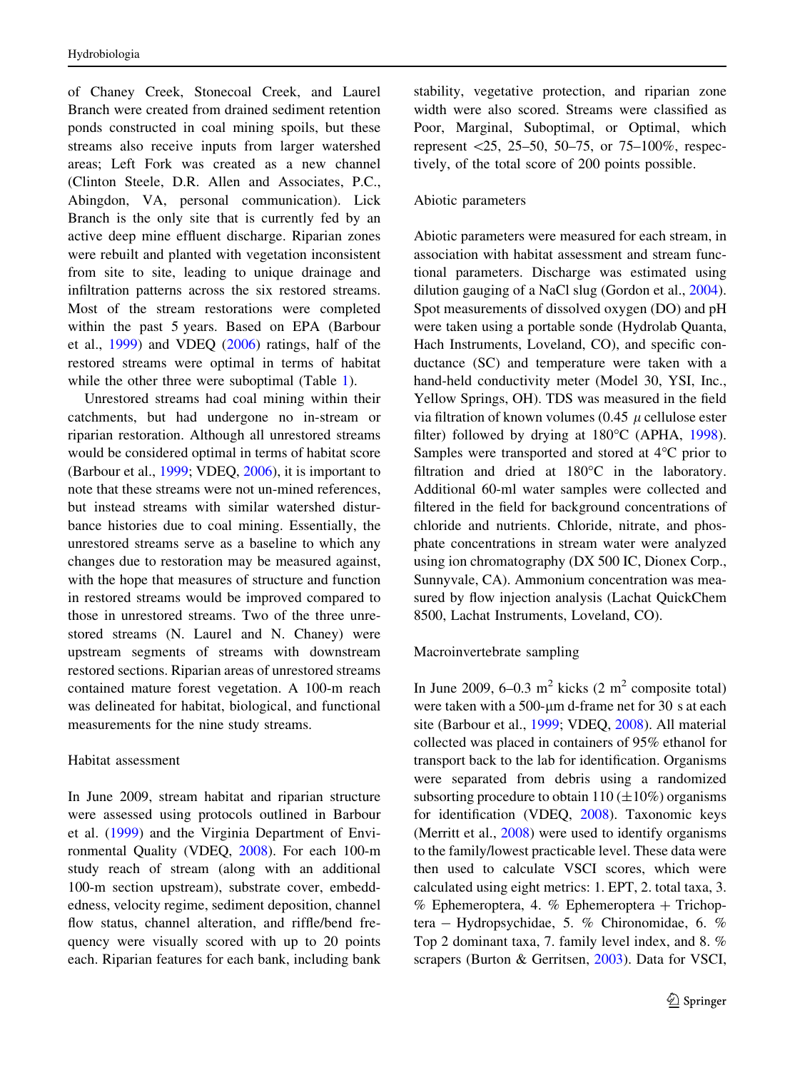of Chaney Creek, Stonecoal Creek, and Laurel Branch were created from drained sediment retention ponds constructed in coal mining spoils, but these streams also receive inputs from larger watershed areas; Left Fork was created as a new channel (Clinton Steele, D.R. Allen and Associates, P.C., Abingdon, VA, personal communication). Lick Branch is the only site that is currently fed by an active deep mine effluent discharge. Riparian zones were rebuilt and planted with vegetation inconsistent from site to site, leading to unique drainage and infiltration patterns across the six restored streams. Most of the stream restorations were completed within the past 5 years. Based on EPA (Barbour et al., 1999) and VDEQ (2006) ratings, half of the restored streams were optimal in terms of habitat while the other three were suboptimal (Table 1).

Unrestored streams had coal mining within their catchments, but had undergone no in-stream or riparian restoration. Although all unrestored streams would be considered optimal in terms of habitat score (Barbour et al., 1999; VDEQ, 2006), it is important to note that these streams were not un-mined references, but instead streams with similar watershed disturbance histories due to coal mining. Essentially, the unrestored streams serve as a baseline to which any changes due to restoration may be measured against, with the hope that measures of structure and function in restored streams would be improved compared to those in unrestored streams. Two of the three unrestored streams (N. Laurel and N. Chaney) were upstream segments of streams with downstream restored sections. Riparian areas of unrestored streams contained mature forest vegetation. A 100-m reach was delineated for habitat, biological, and functional measurements for the nine study streams.

### Habitat assessment

In June 2009, stream habitat and riparian structure were assessed using protocols outlined in Barbour et al. (1999) and the Virginia Department of Environmental Quality (VDEQ, 2008). For each 100-m study reach of stream (along with an additional 100-m section upstream), substrate cover, embeddedness, velocity regime, sediment deposition, channel flow status, channel alteration, and riffle/bend frequency were visually scored with up to 20 points each. Riparian features for each bank, including bank stability, vegetative protection, and riparian zone width were also scored. Streams were classified as Poor, Marginal, Suboptimal, or Optimal, which represent <25, 25–50, 50–75, or 75–100%, respectively, of the total score of 200 points possible.

### Abiotic parameters

Abiotic parameters were measured for each stream, in association with habitat assessment and stream functional parameters. Discharge was estimated using dilution gauging of a NaCl slug (Gordon et al., 2004). Spot measurements of dissolved oxygen (DO) and pH were taken using a portable sonde (Hydrolab Quanta, Hach Instruments, Loveland, CO), and specific conductance (SC) and temperature were taken with a hand-held conductivity meter (Model 30, YSI, Inc., Yellow Springs, OH). TDS was measured in the field via filtration of known volumes (0.45 $\mu$ cellulose ester filter) followed by drying at 180°C (APHA, 1998). Samples were transported and stored at 4°C prior to filtration and dried at 180°C in the laboratory. Additional 60-ml water samples were collected and filtered in the field for background concentrations of chloride and nutrients. Chloride, nitrate, and phosphate concentrations in stream water were analyzed using ion chromatography (DX 500 IC, Dionex Corp., Sunnyvale, CA). Ammonium concentration was measured by flow injection analysis (Lachat QuickChem 8500, Lachat Instruments, Loveland, CO).

### Macroinvertebrate sampling

In June 2009, 6–0.3 $m^2$ kicks (2 $m^2$ composite total) were taken with a 500-μm d-frame net for 30 s at each site (Barbour et al., 1999; VDEQ, 2008). All material collected was placed in containers of 95% ethanol for transport back to the lab for identification. Organisms were separated from debris using a randomized subsorting procedure to obtain 110 ($\pm$10%) organisms for identification (VDEQ, 2008). Taxonomic keys (Merritt et al., 2008) were used to identify organisms to the family/lowest practicable level. These data were then used to calculate VSCI scores, which were calculated using eight metrics: 1. EPT, 2. total taxa, 3. % Ephemeroptera, 4. % Ephemeroptera + Trichoptera − Hydropsychidae, 5. % Chironomidae, 6. % Top 2 dominant taxa, 7. family level index, and 8. % scrapers (Burton & Gerritsen, 2003). Data for VSCI,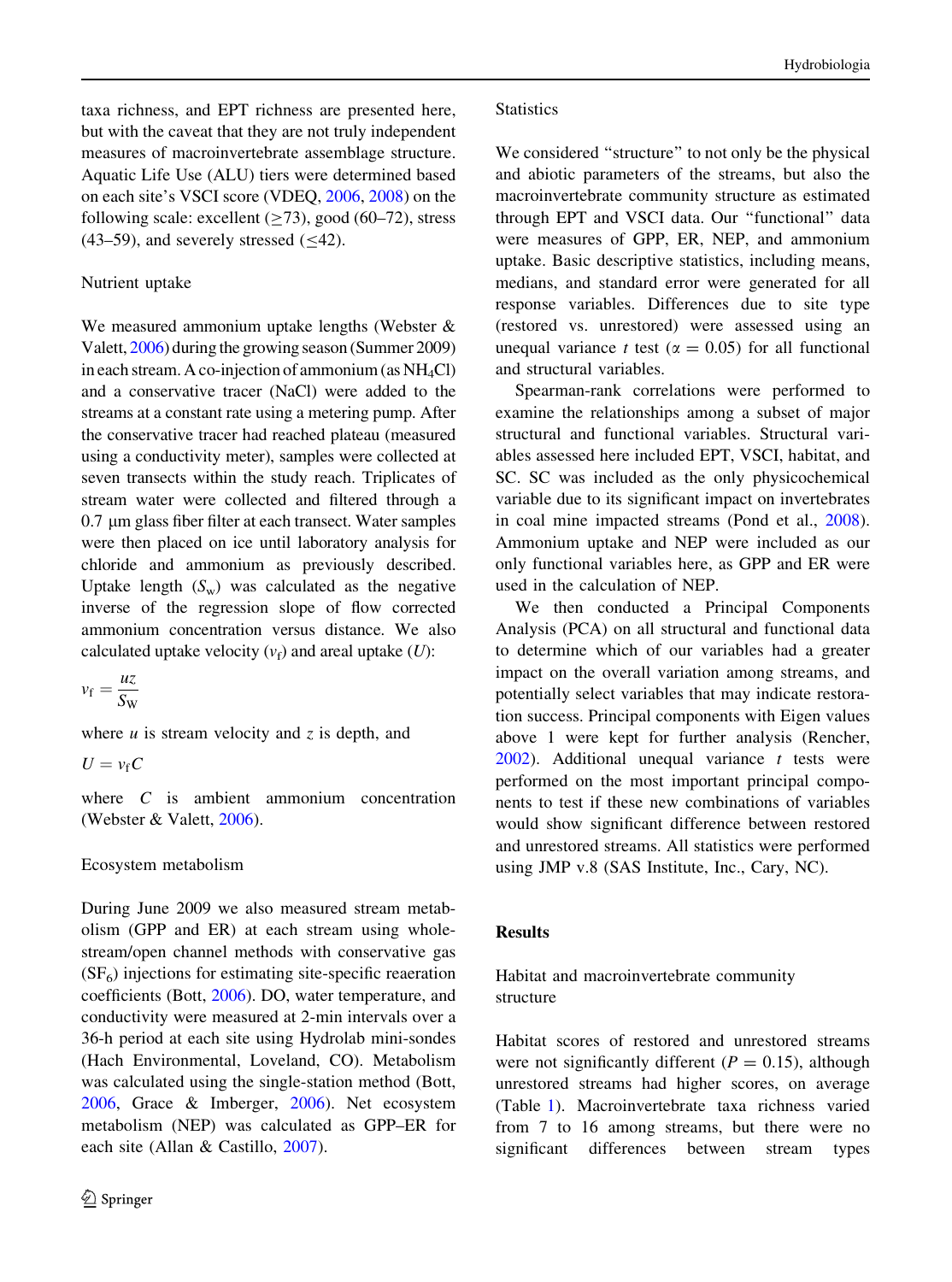taxa richness, and EPT richness are presented here, but with the caveat that they are not truly independent measures of macroinvertebrate assemblage structure. Aquatic Life Use (ALU) tiers were determined based on each site's VSCI score (VDEQ, 2006, 2008) on the following scale: excellent (≥73), good (60–72), stress (43–59), and severely stressed (≤42).

### Nutrient uptake

We measured ammonium uptake lengths (Webster & Valett, 2006) during the growing season (Summer 2009) in each stream. A co-injection of ammonium (as $NH_4Cl$) and a conservative tracer (NaCl) were added to the streams at a constant rate using a metering pump. After the conservative tracer had reached plateau (measured using a conductivity meter), samples were collected at seven transects within the study reach. Triplicates of stream water were collected and filtered through a 0.7 μm glass fiber filter at each transect. Water samples were then placed on ice until laboratory analysis for chloride and ammonium as previously described. Uptake length ($S_w$) was calculated as the negative inverse of the regression slope of flow corrected ammonium concentration versus distance. We also calculated uptake velocity ($v_f$) and areal uptake ($U$):

$$v_f = \frac{uz}{S_W}$$

where $u$ is stream velocity and $z$ is depth, and

$$U = v_f C$$

where $C$ is ambient ammonium concentration (Webster & Valett, 2006).

### Ecosystem metabolism

During June 2009 we also measured stream metabolism (GPP and ER) at each stream using whole-stream/open channel methods with conservative gas ($SF_6$) injections for estimating site-specific reaeration coefficients (Bott, 2006). DO, water temperature, and conductivity were measured at 2-min intervals over a 36-h period at each site using Hydrolab mini-sondes (Hach Environmental, Loveland, CO). Metabolism was calculated using the single-station method (Bott, 2006, Grace & Imberger, 2006). Net ecosystem metabolism (NEP) was calculated as GPP–ER for each site (Allan & Castillo, 2007).

### Statistics

We considered "structure" to not only be the physical and abiotic parameters of the streams, but also the macroinvertebrate community structure as estimated through EPT and VSCI data. Our "functional" data were measures of GPP, ER, NEP, and ammonium uptake. Basic descriptive statistics, including means, medians, and standard error were generated for all response variables. Differences due to site type (restored vs. unrestored) were assessed using an unequal variance $t$ test ($\alpha = 0.05$) for all functional and structural variables.

Spearman-rank correlations were performed to examine the relationships among a subset of major structural and functional variables. Structural variables assessed here included EPT, VSCI, habitat, and SC. SC was included as the only physicochemical variable due to its significant impact on invertebrates in coal mine impacted streams (Pond et al., 2008). Ammonium uptake and NEP were included as our only functional variables here, as GPP and ER were used in the calculation of NEP.

We then conducted a Principal Components Analysis (PCA) on all structural and functional data to determine which of our variables had a greater impact on the overall variation among streams, and potentially select variables that may indicate restoration success. Principal components with Eigen values above 1 were kept for further analysis (Rencher, 2002). Additional unequal variance $t$ tests were performed on the most important principal components to test if these new combinations of variables would show significant difference between restored and unrestored streams. All statistics were performed using JMP v.8 (SAS Institute, Inc., Cary, NC).

## Results

### Habitat and macroinvertebrate community structure

Habitat scores of restored and unrestored streams were not significantly different ($P = 0.15$), although unrestored streams had higher scores, on average (Table 1). Macroinvertebrate taxa richness varied from 7 to 16 among streams, but there were no significant differences between stream types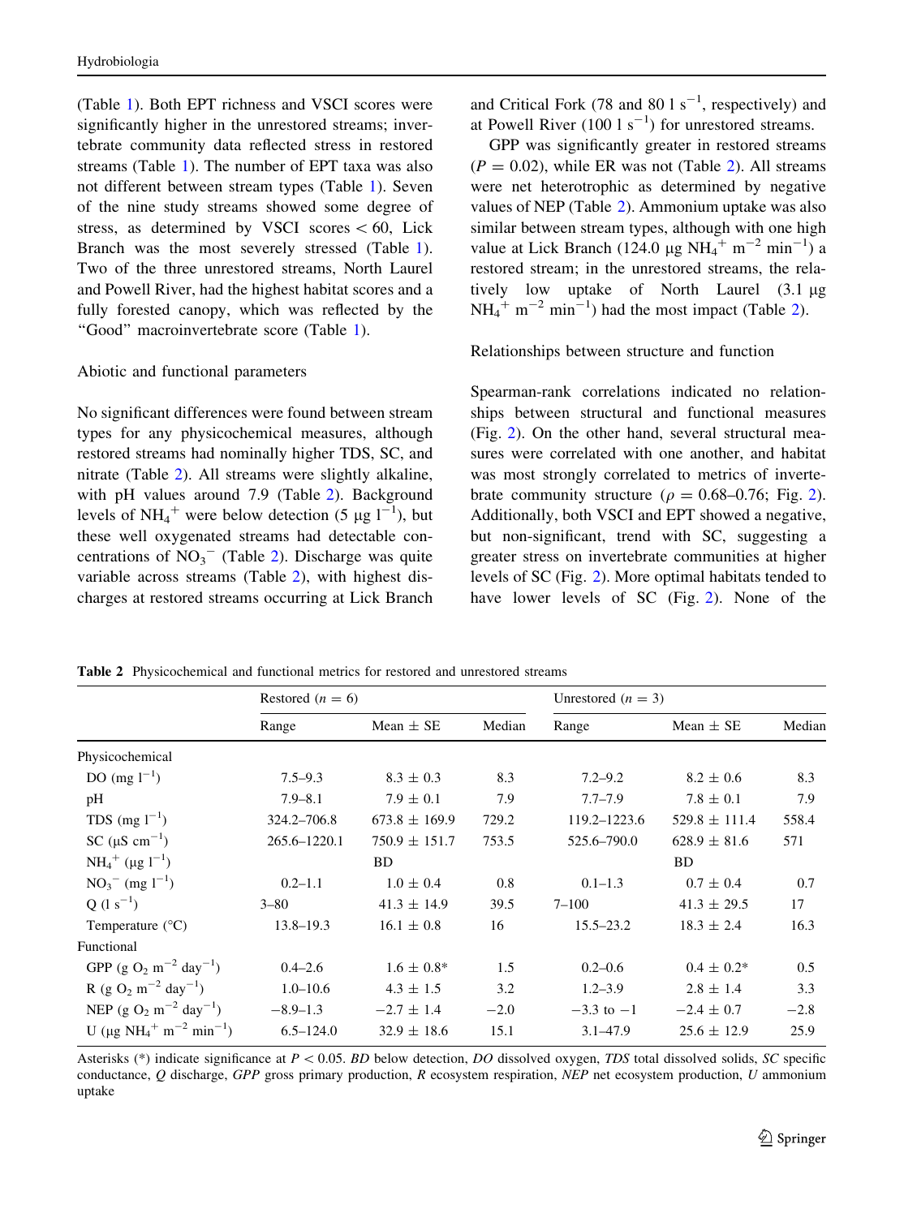(Table 1). Both EPT richness and VSCI scores were significantly higher in the unrestored streams; invertebrate community data reflected stress in restored streams (Table 1). The number of EPT taxa was also not different between stream types (Table 1). Seven of the nine study streams showed some degree of stress, as determined by VSCI scores < 60, Lick Branch was the most severely stressed (Table 1). Two of the three unrestored streams, North Laurel and Powell River, had the highest habitat scores and a fully forested canopy, which was reflected by the "Good" macroinvertebrate score (Table 1).

### Abiotic and functional parameters

No significant differences were found between stream types for any physicochemical measures, although restored streams had nominally higher TDS, SC, and nitrate (Table 2). All streams were slightly alkaline, with pH values around 7.9 (Table 2). Background levels of $NH_4^+$ were below detection (5 μg $l^{-1}$), but these well oxygenated streams had detectable concentrations of $NO_3^-$ (Table 2). Discharge was quite variable across streams (Table 2), with highest discharges at restored streams occurring at Lick Branch and Critical Fork (78 and 80 l $s^{-1}$, respectively) and at Powell River (100 l $s^{-1}$) for unrestored streams.

GPP was significantly greater in restored streams ($P = 0.02$), while ER was not (Table 2). All streams were net heterotrophic as determined by negative values of NEP (Table 2). Ammonium uptake was also similar between stream types, although with one high value at Lick Branch (124.0 μg $NH_4^+$ $m^{-2}$ $min^{-1}$) a restored stream; in the unrestored streams, the relatively low uptake of North Laurel (3.1 μg $NH_4^+$ $m^{-2}$ $min^{-1}$) had the most impact (Table 2).

### Relationships between structure and function

Spearman-rank correlations indicated no relationships between structural and functional measures (Fig. 2). On the other hand, several structural measures were correlated with one another, and habitat was most strongly correlated to metrics of invertebrate community structure ($\rho = 0.68$–$0.76$; Fig. 2). Additionally, both VSCI and EPT showed a negative, but non-significant, trend with SC, suggesting a greater stress on invertebrate communities at higher levels of SC (Fig. 2). More optimal habitats tended to have lower levels of SC (Fig. 2). None of the

**Table 2** Physicochemical and functional metrics for restored and unrestored streams

| | Restored ($n = 6$) | | | Unrestored ($n = 3$) | | |
|---|---|---|---|---|---|---|
| | Range | Mean ± SE | Median | Range | Mean ± SE | Median |
| Physicochemical | | | | | | |
| DO (mg $l^{-1}$) | 7.5–9.3 | 8.3 ± 0.3 | 8.3 | 7.2–9.2 | 8.2 ± 0.6 | 8.3 |
| pH | 7.9–8.1 | 7.9 ± 0.1 | 7.9 | 7.7–7.9 | 7.8 ± 0.1 | 7.9 |
| TDS (mg $l^{-1}$) | 324.2–706.8 | 673.8 ± 169.9 | 729.2 | 119.2–1223.6 | 529.8 ± 111.4 | 558.4 |
| SC (μS $cm^{-1}$) | 265.6–1220.1 | 750.9 ± 151.7 | 753.5 | 525.6–790.0 | 628.9 ± 81.6 | 571 |
| $NH_4^+$ (μg $l^{-1}$) | | BD | | | BD | |
| $NO_3^-$ (mg $l^{-1}$) | 0.2–1.1 | 1.0 ± 0.4 | 0.8 | 0.1–1.3 | 0.7 ± 0.4 | 0.7 |
| Q (l $s^{-1}$) | 3–80 | 41.3 ± 14.9 | 39.5 | 7–100 | 41.3 ± 29.5 | 17 |
| Temperature (°C) | 13.8–19.3 | 16.1 ± 0.8 | 16 | 15.5–23.2 | 18.3 ± 2.4 | 16.3 |
| Functional | | | | | | |
| GPP (g $O_2$ $m^{-2}$ $day^{-1}$) | 0.4–2.6 | 1.6 ± 0.8* | 1.5 | 0.2–0.6 | 0.4 ± 0.2* | 0.5 |
| R (g $O_2$ $m^{-2}$ $day^{-1}$) | 1.0–10.6 | 4.3 ± 1.5 | 3.2 | 1.2–3.9 | 2.8 ± 1.4 | 3.3 |
| NEP (g $O_2$ $m^{-2}$ $day^{-1}$) | −8.9–1.3 | −2.7 ± 1.4 | −2.0 | −3.3 to −1 | −2.4 ± 0.7 | −2.8 |
| U (μg $NH_4^+$ $m^{-2}$ $min^{-1}$) | 6.5–124.0 | 32.9 ± 18.6 | 15.1 | 3.1–47.9 | 25.6 ± 12.9 | 25.9 |

Asterisks (*) indicate significance at $P < 0.05$. *BD* below detection, *DO* dissolved oxygen, *TDS* total dissolved solids, *SC* specific conductance, *Q* discharge, *GPP* gross primary production, *R* ecosystem respiration, *NEP* net ecosystem production, *U* ammonium uptake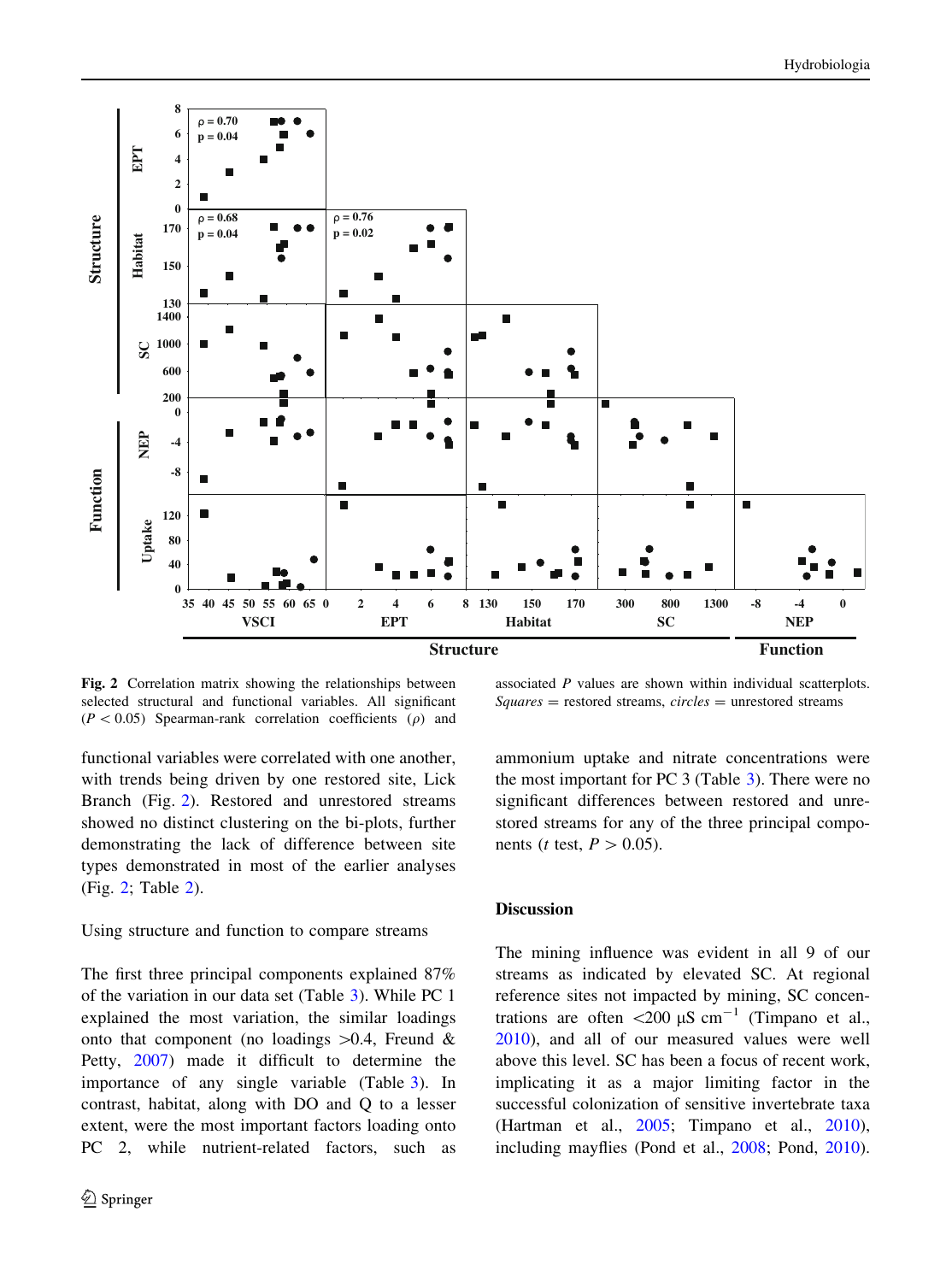**Fig. 2** Correlation matrix showing the relationships between selected structural and functional variables. All significant ($P < 0.05$) Spearman-rank correlation coefficients ($\rho$) and associated $P$ values are shown within individual scatterplots. *Squares* = restored streams, *circles* = unrestored streams

functional variables were correlated with one another, with trends being driven by one restored site, Lick Branch (Fig. 2). Restored and unrestored streams showed no distinct clustering on the bi-plots, further demonstrating the lack of difference between site types demonstrated in most of the earlier analyses (Fig. 2; Table 2).

Using structure and function to compare streams

The first three principal components explained 87% of the variation in our data set (Table 3). While PC 1 explained the most variation, the similar loadings onto that component (no loadings >0.4, Freund & Petty, 2007) made it difficult to determine the importance of any single variable (Table 3). In contrast, habitat, along with DO and Q to a lesser extent, were the most important factors loading onto PC 2, while nutrient-related factors, such as ammonium uptake and nitrate concentrations were the most important for PC 3 (Table 3). There were no significant differences between restored and unrestored streams for any of the three principal components ($t$ test, $P > 0.05$).

## Discussion

The mining influence was evident in all 9 of our streams as indicated by elevated SC. At regional reference sites not impacted by mining, SC concentrations are often <200 μS $cm^{-1}$ (Timpano et al., 2010), and all of our measured values were well above this level. SC has been a focus of recent work, implicating it as a major limiting factor in the successful colonization of sensitive invertebrate taxa (Hartman et al., 2005; Timpano et al., 2010), including mayflies (Pond et al., 2008; Pond, 2010).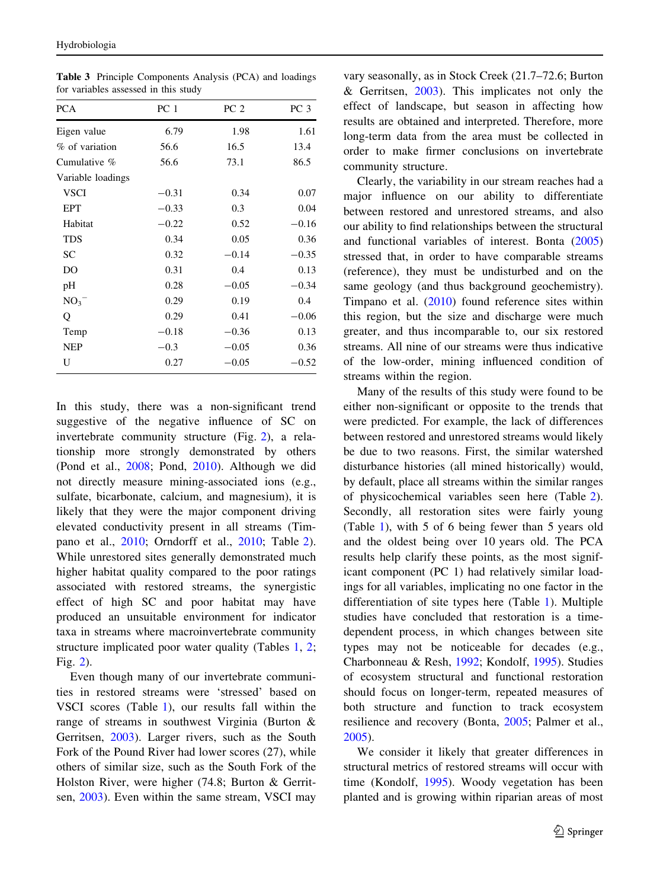Table 3 Principle Components Analysis (PCA) and loadings for variables assessed in this study

| PCA | PC 1 | PC 2 | PC 3 |
|---|---|---|---|
| Eigen value | 6.79 | 1.98 | 1.61 |
| % of variation | 56.6 | 16.5 | 13.4 |
| Cumulative % | 56.6 | 73.1 | 86.5 |
| Variable loadings | | | |
| VSCI | −0.31 | 0.34 | 0.07 |
| EPT | −0.33 | 0.3 | 0.04 |
| Habitat | −0.22 | 0.52 | −0.16 |
| TDS | 0.34 | 0.05 | 0.36 |
| SC | 0.32 | −0.14 | −0.35 |
| DO | 0.31 | 0.4 | 0.13 |
| pH | 0.28 | −0.05 | −0.34 |
| $NO_3^-$ | 0.29 | 0.19 | 0.4 |
| Q | 0.29 | 0.41 | −0.06 |
| Temp | −0.18 | −0.36 | 0.13 |
| NEP | −0.3 | −0.05 | 0.36 |
| U | 0.27 | −0.05 | −0.52 |

In this study, there was a non-significant trend suggestive of the negative influence of SC on invertebrate community structure (Fig. 2), a relationship more strongly demonstrated by others (Pond et al., 2008; Pond, 2010). Although we did not directly measure mining-associated ions (e.g., sulfate, bicarbonate, calcium, and magnesium), it is likely that they were the major component driving elevated conductivity present in all streams (Timpano et al., 2010; Orndorff et al., 2010; Table 2). While unrestored sites generally demonstrated much higher habitat quality compared to the poor ratings associated with restored streams, the synergistic effect of high SC and poor habitat may have produced an unsuitable environment for indicator taxa in streams where macroinvertebrate community structure implicated poor water quality (Tables 1, 2; Fig. 2).

Even though many of our invertebrate communities in restored streams were 'stressed' based on VSCI scores (Table 1), our results fall within the range of streams in southwest Virginia (Burton & Gerritsen, 2003). Larger rivers, such as the South Fork of the Pound River had lower scores (27), while others of similar size, such as the South Fork of the Holston River, were higher (74.8; Burton & Gerritsen, 2003). Even within the same stream, VSCI may vary seasonally, as in Stock Creek (21.7–72.6; Burton & Gerritsen, 2003). This implicates not only the effect of landscape, but season in affecting how results are obtained and interpreted. Therefore, more long-term data from the area must be collected in order to make firmer conclusions on invertebrate community structure.

Clearly, the variability in our stream reaches had a major influence on our ability to differentiate between restored and unrestored streams, and also our ability to find relationships between the structural and functional variables of interest. Bonta (2005) stressed that, in order to have comparable streams (reference), they must be undisturbed and on the same geology (and thus background geochemistry). Timpano et al. (2010) found reference sites within this region, but the size and discharge were much greater, and thus incomparable to, our six restored streams. All nine of our streams were thus indicative of the low-order, mining influenced condition of streams within the region.

Many of the results of this study were found to be either non-significant or opposite to the trends that were predicted. For example, the lack of differences between restored and unrestored streams would likely be due to two reasons. First, the similar watershed disturbance histories (all mined historically) would, by default, place all streams within the similar ranges of physicochemical variables seen here (Table 2). Secondly, all restoration sites were fairly young (Table 1), with 5 of 6 being fewer than 5 years old and the oldest being over 10 years old. The PCA results help clarify these points, as the most significant component (PC 1) had relatively similar loadings for all variables, implicating no one factor in the differentiation of site types here (Table 1). Multiple studies have concluded that restoration is a time-dependent process, in which changes between site types may not be noticeable for decades (e.g., Charbonneau & Resh, 1992; Kondolf, 1995). Studies of ecosystem structural and functional restoration should focus on longer-term, repeated measures of both structure and function to track ecosystem resilience and recovery (Bonta, 2005; Palmer et al., 2005).

We consider it likely that greater differences in structural metrics of restored streams will occur with time (Kondolf, 1995). Woody vegetation has been planted and is growing within riparian areas of most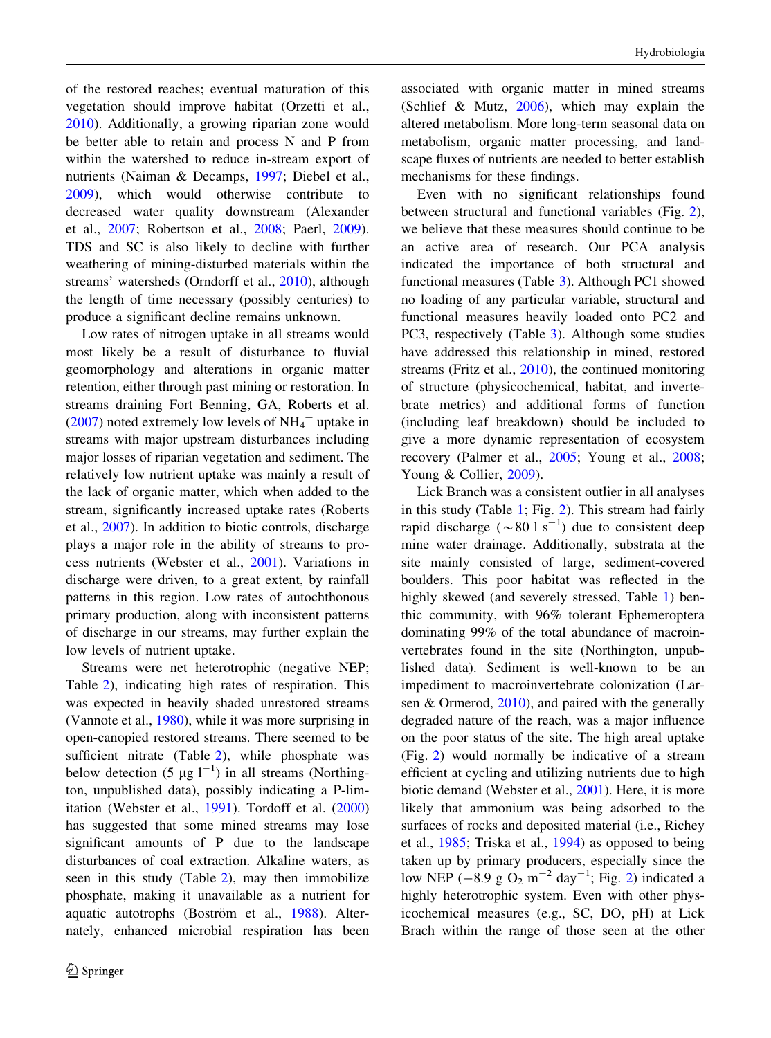of the restored reaches; eventual maturation of this vegetation should improve habitat (Orzetti et al., 2010). Additionally, a growing riparian zone would be better able to retain and process N and P from within the watershed to reduce in-stream export of nutrients (Naiman & Decamps, 1997; Diebel et al., 2009), which would otherwise contribute to decreased water quality downstream (Alexander et al., 2007; Robertson et al., 2008; Paerl, 2009). TDS and SC is also likely to decline with further weathering of mining-disturbed materials within the streams' watersheds (Orndorff et al., 2010), although the length of time necessary (possibly centuries) to produce a significant decline remains unknown.

Low rates of nitrogen uptake in all streams would most likely be a result of disturbance to fluvial geomorphology and alterations in organic matter retention, either through past mining or restoration. In streams draining Fort Benning, GA, Roberts et al. (2007) noted extremely low levels of $NH_4^+$ uptake in streams with major upstream disturbances including major losses of riparian vegetation and sediment. The relatively low nutrient uptake was mainly a result of the lack of organic matter, which when added to the stream, significantly increased uptake rates (Roberts et al., 2007). In addition to biotic controls, discharge plays a major role in the ability of streams to process nutrients (Webster et al., 2001). Variations in discharge were driven, to a great extent, by rainfall patterns in this region. Low rates of autochthonous primary production, along with inconsistent patterns of discharge in our streams, may further explain the low levels of nutrient uptake.

Streams were net heterotrophic (negative NEP; Table 2), indicating high rates of respiration. This was expected in heavily shaded unrestored streams (Vannote et al., 1980), while it was more surprising in open-canopied restored streams. There seemed to be sufficient nitrate (Table 2), while phosphate was below detection (5 $\mu g\ l^{-1}$) in all streams (Northington, unpublished data), possibly indicating a P-limitation (Webster et al., 1991). Tordoff et al. (2000) has suggested that some mined streams may lose significant amounts of P due to the landscape disturbances of coal extraction. Alkaline waters, as seen in this study (Table 2), may then immobilize phosphate, making it unavailable as a nutrient for aquatic autotrophs (Boström et al., 1988). Alternately, enhanced microbial respiration has been associated with organic matter in mined streams (Schlief & Mutz, 2006), which may explain the altered metabolism. More long-term seasonal data on metabolism, organic matter processing, and landscape fluxes of nutrients are needed to better establish mechanisms for these findings.

Even with no significant relationships found between structural and functional variables (Fig. 2), we believe that these measures should continue to be an active area of research. Our PCA analysis indicated the importance of both structural and functional measures (Table 3). Although PC1 showed no loading of any particular variable, structural and functional measures heavily loaded onto PC2 and PC3, respectively (Table 3). Although some studies have addressed this relationship in mined, restored streams (Fritz et al., 2010), the continued monitoring of structure (physicochemical, habitat, and invertebrate metrics) and additional forms of function (including leaf breakdown) should be included to give a more dynamic representation of ecosystem recovery (Palmer et al., 2005; Young et al., 2008; Young & Collier, 2009).

Lick Branch was a consistent outlier in all analyses in this study (Table 1; Fig. 2). This stream had fairly rapid discharge ($\sim$80 $l\ s^{-1}$) due to consistent deep mine water drainage. Additionally, substrata at the site mainly consisted of large, sediment-covered boulders. This poor habitat was reflected in the highly skewed (and severely stressed, Table 1) benthic community, with 96% tolerant Ephemeroptera dominating 99% of the total abundance of macroinvertebrates found in the site (Northington, unpublished data). Sediment is well-known to be an impediment to macroinvertebrate colonization (Larsen & Ormerod, 2010), and paired with the generally degraded nature of the reach, was a major influence on the poor status of the site. The high areal uptake (Fig. 2) would normally be indicative of a stream efficient at cycling and utilizing nutrients due to high biotic demand (Webster et al., 2001). Here, it is more likely that ammonium was being adsorbed to the surfaces of rocks and deposited material (i.e., Richey et al., 1985; Triska et al., 1994) as opposed to being taken up by primary producers, especially since the low NEP ($-8.9$ g $O_2$ $m^{-2}$ $day^{-1}$; Fig. 2) indicated a highly heterotrophic system. Even with other physicochemical measures (e.g., SC, DO, pH) at Lick Brach within the range of those seen at the other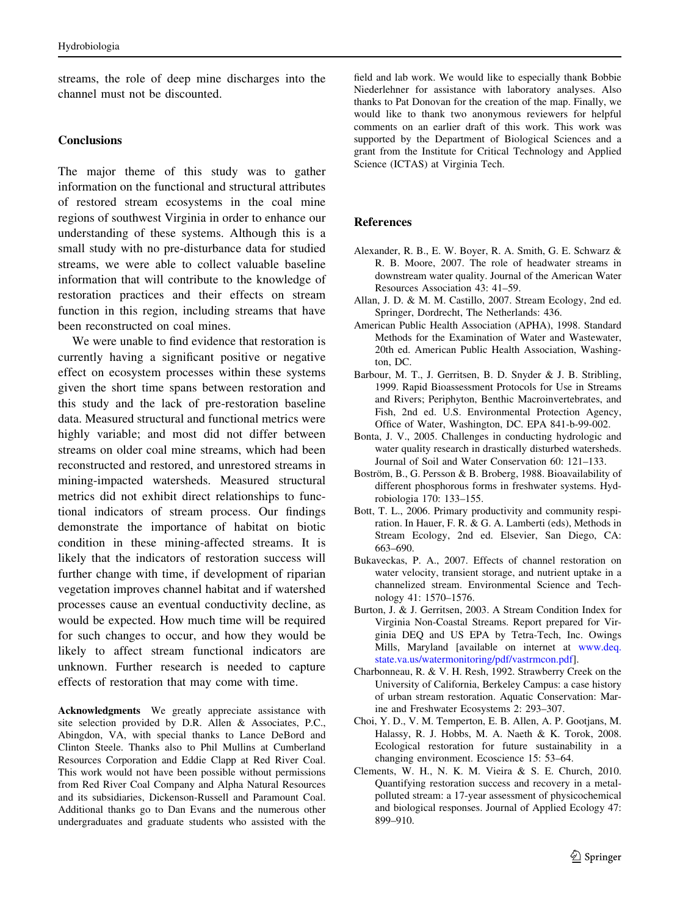streams, the role of deep mine discharges into the channel must not be discounted.

## Conclusions

The major theme of this study was to gather information on the functional and structural attributes of restored stream ecosystems in the coal mine regions of southwest Virginia in order to enhance our understanding of these systems. Although this is a small study with no pre-disturbance data for studied streams, we were able to collect valuable baseline information that will contribute to the knowledge of restoration practices and their effects on stream function in this region, including streams that have been reconstructed on coal mines.

We were unable to find evidence that restoration is currently having a significant positive or negative effect on ecosystem processes within these systems given the short time spans between restoration and this study and the lack of pre-restoration baseline data. Measured structural and functional metrics were highly variable; and most did not differ between streams on older coal mine streams, which had been reconstructed and restored, and unrestored streams in mining-impacted watersheds. Measured structural metrics did not exhibit direct relationships to functional indicators of stream process. Our findings demonstrate the importance of habitat on biotic condition in these mining-affected streams. It is likely that the indicators of restoration success will further change with time, if development of riparian vegetation improves channel habitat and if watershed processes cause an eventual conductivity decline, as would be expected. How much time will be required for such changes to occur, and how they would be likely to affect stream functional indicators are unknown. Further research is needed to capture effects of restoration that may come with time.

**Acknowledgments** We greatly appreciate assistance with site selection provided by D.R. Allen & Associates, P.C., Abingdon, VA, with special thanks to Lance DeBord and Clinton Steele. Thanks also to Phil Mullins at Cumberland Resources Corporation and Eddie Clapp at Red River Coal. This work would not have been possible without permissions from Red River Coal Company and Alpha Natural Resources and its subsidiaries, Dickenson-Russell and Paramount Coal. Additional thanks go to Dan Evans and the numerous other undergraduates and graduate students who assisted with the field and lab work. We would like to especially thank Bobbie Niederlehner for assistance with laboratory analyses. Also thanks to Pat Donovan for the creation of the map. Finally, we would like to thank two anonymous reviewers for helpful comments on an earlier draft of this work. This work was supported by the Department of Biological Sciences and a grant from the Institute for Critical Technology and Applied Science (ICTAS) at Virginia Tech.

## References

Alexander, R. B., E. W. Boyer, R. A. Smith, G. E. Schwarz & R. B. Moore, 2007. The role of headwater streams in downstream water quality. Journal of the American Water Resources Association 43: 41–59.

Allan, J. D. & M. M. Castillo, 2007. Stream Ecology, 2nd ed. Springer, Dordrecht, The Netherlands: 436.

American Public Health Association (APHA), 1998. Standard Methods for the Examination of Water and Wastewater, 20th ed. American Public Health Association, Washington, DC.

Barbour, M. T., J. Gerritsen, B. D. Snyder & J. B. Stribling, 1999. Rapid Bioassessment Protocols for Use in Streams and Rivers; Periphyton, Benthic Macroinvertebrates, and Fish, 2nd ed. U.S. Environmental Protection Agency, Office of Water, Washington, DC. EPA 841-b-99-002.

Bonta, J. V., 2005. Challenges in conducting hydrologic and water quality research in drastically disturbed watersheds. Journal of Soil and Water Conservation 60: 121–133.

Boström, B., G. Persson & B. Broberg, 1988. Bioavailability of different phosphorous forms in freshwater systems. Hydrobiologia 170: 133–155.

Bott, T. L., 2006. Primary productivity and community respiration. In Hauer, F. R. & G. A. Lamberti (eds), Methods in Stream Ecology, 2nd ed. Elsevier, San Diego, CA: 663–690.

Bukaveckas, P. A., 2007. Effects of channel restoration on water velocity, transient storage, and nutrient uptake in a channelized stream. Environmental Science and Technology 41: 1570–1576.

Burton, J. & J. Gerritsen, 2003. A Stream Condition Index for Virginia Non-Coastal Streams. Report prepared for Virginia DEQ and US EPA by Tetra-Tech, Inc. Owings Mills, Maryland [available on internet at www.deq.state.va.us/watermonitoring/pdf/vastrmcon.pdf].

Charbonneau, R. & V. H. Resh, 1992. Strawberry Creek on the University of California, Berkeley Campus: a case history of urban stream restoration. Aquatic Conservation: Marine and Freshwater Ecosystems 2: 293–307.

Choi, Y. D., V. M. Temperton, E. B. Allen, A. P. Gootjans, M. Halassy, R. J. Hobbs, M. A. Naeth & K. Torok, 2008. Ecological restoration for future sustainability in a changing environment. Ecoscience 15: 53–64.

Clements, W. H., N. K. M. Vieira & S. E. Church, 2010. Quantifying restoration success and recovery in a metal-polluted stream: a 17-year assessment of physicochemical and biological responses. Journal of Applied Ecology 47: 899–910.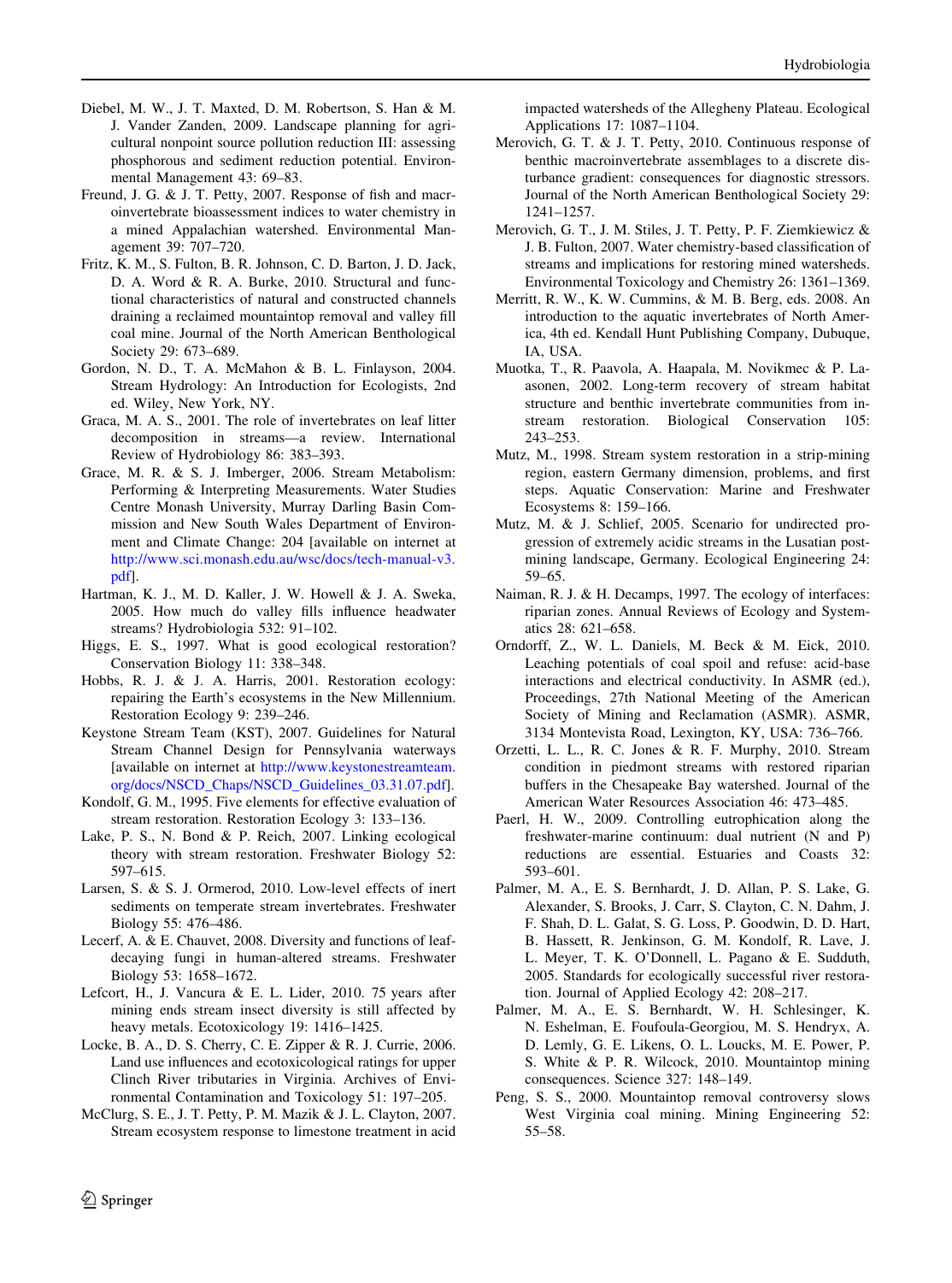Diebel, M. W., J. T. Maxted, D. M. Robertson, S. Han & M. J. Vander Zanden, 2009. Landscape planning for agricultural nonpoint source pollution reduction III: assessing phosphorous and sediment reduction potential. Environmental Management 43: 69–83.

Freund, J. G. & J. T. Petty, 2007. Response of fish and macroinvertebrate bioassessment indices to water chemistry in a mined Appalachian watershed. Environmental Management 39: 707–720.

Fritz, K. M., S. Fulton, B. R. Johnson, C. D. Barton, J. D. Jack, D. A. Word & R. A. Burke, 2010. Structural and functional characteristics of natural and constructed channels draining a reclaimed mountaintop removal and valley fill coal mine. Journal of the North American Benthological Society 29: 673–689.

Gordon, N. D., T. A. McMahon & B. L. Finlayson, 2004. Stream Hydrology: An Introduction for Ecologists, 2nd ed. Wiley, New York, NY.

Graca, M. A. S., 2001. The role of invertebrates on leaf litter decomposition in streams—a review. International Review of Hydrobiology 86: 383–393.

Grace, M. R. & S. J. Imberger, 2006. Stream Metabolism: Performing & Interpreting Measurements. Water Studies Centre Monash University, Murray Darling Basin Commission and New South Wales Department of Environment and Climate Change: 204 [available on internet at http://www.sci.monash.edu.au/wsc/docs/tech-manual-v3.pdf].

Hartman, K. J., M. D. Kaller, J. W. Howell & J. A. Sweka, 2005. How much do valley fills influence headwater streams? Hydrobiologia 532: 91–102.

Higgs, E. S., 1997. What is good ecological restoration? Conservation Biology 11: 338–348.

Hobbs, R. J. & J. A. Harris, 2001. Restoration ecology: repairing the Earth's ecosystems in the New Millennium. Restoration Ecology 9: 239–246.

Keystone Stream Team (KST), 2007. Guidelines for Natural Stream Channel Design for Pennsylvania waterways [available on internet at http://www.keystonestreamteam.org/docs/NSCD_Chaps/NSCD_Guidelines_03.31.07.pdf].

Kondolf, G. M., 1995. Five elements for effective evaluation of stream restoration. Restoration Ecology 3: 133–136.

Lake, P. S., N. Bond & P. Reich, 2007. Linking ecological theory with stream restoration. Freshwater Biology 52: 597–615.

Larsen, S. & S. J. Ormerod, 2010. Low-level effects of inert sediments on temperate stream invertebrates. Freshwater Biology 55: 476–486.

Lecerf, A. & E. Chauvet, 2008. Diversity and functions of leaf-decaying fungi in human-altered streams. Freshwater Biology 53: 1658–1672.

Lefcort, H., J. Vancura & E. L. Lider, 2010. 75 years after mining ends stream insect diversity is still affected by heavy metals. Ecotoxicology 19: 1416–1425.

Locke, B. A., D. S. Cherry, C. E. Zipper & R. J. Currie, 2006. Land use influences and ecotoxicological ratings for upper Clinch River tributaries in Virginia. Archives of Environmental Contamination and Toxicology 51: 197–205.

McClurg, S. E., J. T. Petty, P. M. Mazik & J. L. Clayton, 2007. Stream ecosystem response to limestone treatment in acid impacted watersheds of the Allegheny Plateau. Ecological Applications 17: 1087–1104.

Merovich, G. T. & J. T. Petty, 2010. Continuous response of benthic macroinvertebrate assemblages to a discrete disturbance gradient: consequences for diagnostic stressors. Journal of the North American Benthological Society 29: 1241–1257.

Merovich, G. T., J. M. Stiles, J. T. Petty, P. F. Ziemkiewicz & J. B. Fulton, 2007. Water chemistry-based classification of streams and implications for restoring mined watersheds. Environmental Toxicology and Chemistry 26: 1361–1369.

Merritt, R. W., K. W. Cummins, & M. B. Berg, eds. 2008. An introduction to the aquatic invertebrates of North America, 4th ed. Kendall Hunt Publishing Company, Dubuque, IA, USA.

Muotka, T., R. Paavola, A. Haapala, M. Novikmec & P. Laasonen, 2002. Long-term recovery of stream habitat structure and benthic invertebrate communities from in-stream restoration. Biological Conservation 105: 243–253.

Mutz, M., 1998. Stream system restoration in a strip-mining region, eastern Germany dimension, problems, and first steps. Aquatic Conservation: Marine and Freshwater Ecosystems 8: 159–166.

Mutz, M. & J. Schlief, 2005. Scenario for undirected progression of extremely acidic streams in the Lusatian post-mining landscape, Germany. Ecological Engineering 24: 59–65.

Naiman, R. J. & H. Decamps, 1997. The ecology of interfaces: riparian zones. Annual Reviews of Ecology and Systematics 28: 621–658.

Orndorff, Z., W. L. Daniels, M. Beck & M. Eick, 2010. Leaching potentials of coal spoil and refuse: acid-base interactions and electrical conductivity. In ASMR (ed.), Proceedings, 27th National Meeting of the American Society of Mining and Reclamation (ASMR). ASMR, 3134 Montevista Road, Lexington, KY, USA: 736–766.

Orzetti, L. L., R. C. Jones & R. F. Murphy, 2010. Stream condition in piedmont streams with restored riparian buffers in the Chesapeake Bay watershed. Journal of the American Water Resources Association 46: 473–485.

Paerl, H. W., 2009. Controlling eutrophication along the freshwater-marine continuum: dual nutrient (N and P) reductions are essential. Estuaries and Coasts 32: 593–601.

Palmer, M. A., E. S. Bernhardt, J. D. Allan, P. S. Lake, G. Alexander, S. Brooks, J. Carr, S. Clayton, C. N. Dahm, J. F. Shah, D. L. Galat, S. G. Loss, P. Goodwin, D. D. Hart, B. Hassett, R. Jenkinson, G. M. Kondolf, R. Lave, J. L. Meyer, T. K. O'Donnell, L. Pagano & E. Sudduth, 2005. Standards for ecologically successful river restoration. Journal of Applied Ecology 42: 208–217.

Palmer, M. A., E. S. Bernhardt, W. H. Schlesinger, K. N. Eshelman, E. Foufoula-Georgiou, M. S. Hendryx, A. D. Lemly, G. E. Likens, O. L. Loucks, M. E. Power, P. S. White & P. R. Wilcock, 2010. Mountaintop mining consequences. Science 327: 148–149.

Peng, S. S., 2000. Mountaintop removal controversy slows West Virginia coal mining. Mining Engineering 52: 55–58.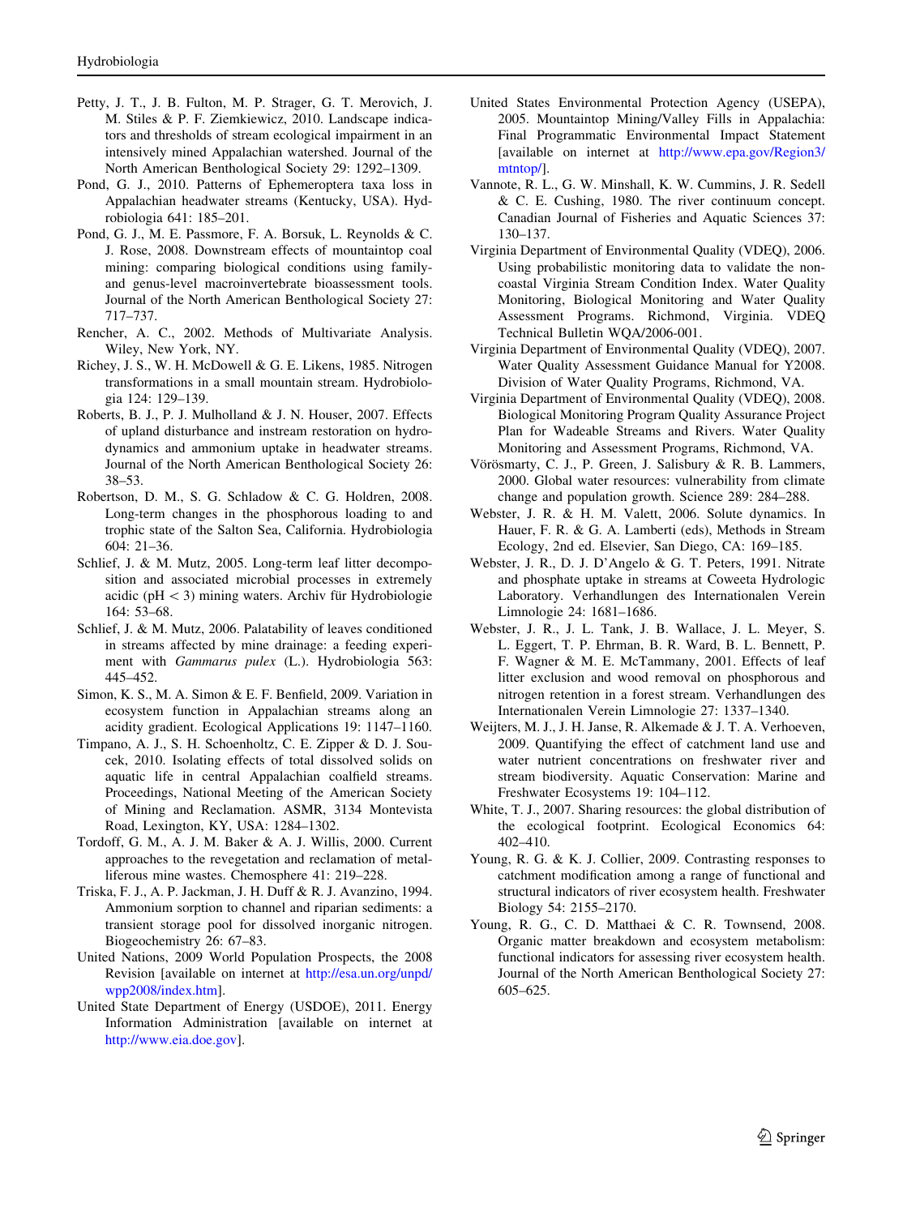Petty, J. T., J. B. Fulton, M. P. Strager, G. T. Merovich, J. M. Stiles & P. F. Ziemkiewicz, 2010. Landscape indicators and thresholds of stream ecological impairment in an intensively mined Appalachian watershed. Journal of the North American Benthological Society 29: 1292–1309.

Pond, G. J., 2010. Patterns of Ephemeroptera taxa loss in Appalachian headwater streams (Kentucky, USA). Hydrobiologia 641: 185–201.

Pond, G. J., M. E. Passmore, F. A. Borsuk, L. Reynolds & C. J. Rose, 2008. Downstream effects of mountaintop coal mining: comparing biological conditions using family- and genus-level macroinvertebrate bioassessment tools. Journal of the North American Benthological Society 27: 717–737.

Rencher, A. C., 2002. Methods of Multivariate Analysis. Wiley, New York, NY.

Richey, J. S., W. H. McDowell & G. E. Likens, 1985. Nitrogen transformations in a small mountain stream. Hydrobiologia 124: 129–139.

Roberts, B. J., P. J. Mulholland & J. N. Houser, 2007. Effects of upland disturbance and instream restoration on hydrodynamics and ammonium uptake in headwater streams. Journal of the North American Benthological Society 26: 38–53.

Robertson, D. M., S. G. Schladow & C. G. Holdren, 2008. Long-term changes in the phosphorous loading to and trophic state of the Salton Sea, California. Hydrobiologia 604: 21–36.

Schlief, J. & M. Mutz, 2005. Long-term leaf litter decomposition and associated microbial processes in extremely acidic (pH < 3) mining waters. Archiv für Hydrobiologie 164: 53–68.

Schlief, J. & M. Mutz, 2006. Palatability of leaves conditioned in streams affected by mine drainage: a feeding experiment with *Gammarus pulex* (L.). Hydrobiologia 563: 445–452.

Simon, K. S., M. A. Simon & E. F. Benfield, 2009. Variation in ecosystem function in Appalachian streams along an acidity gradient. Ecological Applications 19: 1147–1160.

Timpano, A. J., S. H. Schoenholtz, C. E. Zipper & D. J. Soucek, 2010. Isolating effects of total dissolved solids on aquatic life in central Appalachian coalfield streams. Proceedings, National Meeting of the American Society of Mining and Reclamation. ASMR, 3134 Montevista Road, Lexington, KY, USA: 1284–1302.

Tordoff, G. M., A. J. M. Baker & A. J. Willis, 2000. Current approaches to the revegetation and reclamation of metalliferous mine wastes. Chemosphere 41: 219–228.

Triska, F. J., A. P. Jackman, J. H. Duff & R. J. Avanzino, 1994. Ammonium sorption to channel and riparian sediments: a transient storage pool for dissolved inorganic nitrogen. Biogeochemistry 26: 67–83.

United Nations, 2009 World Population Prospects, the 2008 Revision [available on internet at http://esa.un.org/unpd/wpp2008/index.htm].

United State Department of Energy (USDOE), 2011. Energy Information Administration [available on internet at http://www.eia.doe.gov].

United States Environmental Protection Agency (USEPA), 2005. Mountaintop Mining/Valley Fills in Appalachia: Final Programmatic Environmental Impact Statement [available on internet at http://www.epa.gov/Region3/mtntop/].

Vannote, R. L., G. W. Minshall, K. W. Cummins, J. R. Sedell & C. E. Cushing, 1980. The river continuum concept. Canadian Journal of Fisheries and Aquatic Sciences 37: 130–137.

Virginia Department of Environmental Quality (VDEQ), 2006. Using probabilistic monitoring data to validate the non-coastal Virginia Stream Condition Index. Water Quality Monitoring, Biological Monitoring and Water Quality Assessment Programs. Richmond, Virginia. VDEQ Technical Bulletin WQA/2006-001.

Virginia Department of Environmental Quality (VDEQ), 2007. Water Quality Assessment Guidance Manual for Y2008. Division of Water Quality Programs, Richmond, VA.

Virginia Department of Environmental Quality (VDEQ), 2008. Biological Monitoring Program Quality Assurance Project Plan for Wadeable Streams and Rivers. Water Quality Monitoring and Assessment Programs, Richmond, VA.

Vörösmarty, C. J., P. Green, J. Salisbury & R. B. Lammers, 2000. Global water resources: vulnerability from climate change and population growth. Science 289: 284–288.

Webster, J. R. & H. M. Valett, 2006. Solute dynamics. In Hauer, F. R. & G. A. Lamberti (eds), Methods in Stream Ecology, 2nd ed. Elsevier, San Diego, CA: 169–185.

Webster, J. R., D. J. D'Angelo & G. T. Peters, 1991. Nitrate and phosphate uptake in streams at Coweeta Hydrologic Laboratory. Verhandlungen des Internationalen Verein Limnologie 24: 1681–1686.

Webster, J. R., J. L. Tank, J. B. Wallace, J. L. Meyer, S. L. Eggert, T. P. Ehrman, B. R. Ward, B. L. Bennett, P. F. Wagner & M. E. McTammany, 2001. Effects of leaf litter exclusion and wood removal on phosphorous and nitrogen retention in a forest stream. Verhandlungen des Internationalen Verein Limnologie 27: 1337–1340.

Weijters, M. J., J. H. Janse, R. Alkemade & J. T. A. Verhoeven, 2009. Quantifying the effect of catchment land use and water nutrient concentrations on freshwater river and stream biodiversity. Aquatic Conservation: Marine and Freshwater Ecosystems 19: 104–112.

White, T. J., 2007. Sharing resources: the global distribution of the ecological footprint. Ecological Economics 64: 402–410.

Young, R. G. & K. J. Collier, 2009. Contrasting responses to catchment modification among a range of functional and structural indicators of river ecosystem health. Freshwater Biology 54: 2155–2170.

Young, R. G., C. D. Matthaei & C. R. Townsend, 2008. Organic matter breakdown and ecosystem metabolism: functional indicators for assessing river ecosystem health. Journal of the North American Benthological Society 27: 605–625.